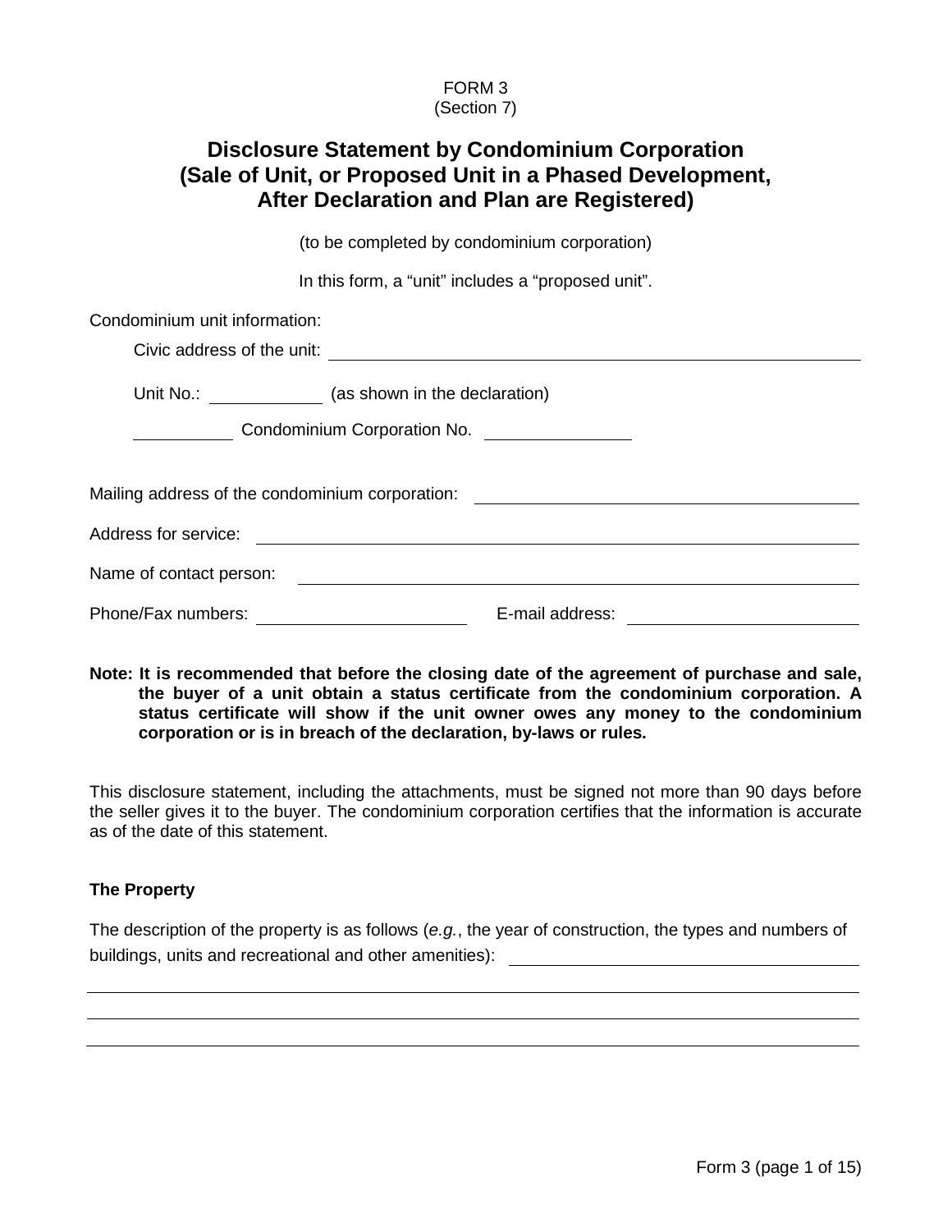FORM 3
(Section 7)

# Disclosure Statement by Condominium Corporation (Sale of Unit, or Proposed Unit in a Phased Development, After Declaration and Plan are Registered)

(to be completed by condominium corporation)

In this form, a "unit" includes a "proposed unit".

Condominium unit information:

Civic address of the unit: ______________________________

Unit No.: __________ (as shown in the declaration)

__________ Condominium Corporation No. __________

Mailing address of the condominium corporation: ______________________________

Address for service: ______________________________

Name of contact person: ______________________________

Phone/Fax numbers: ______________ E-mail address: ______________

**Note: It is recommended that before the closing date of the agreement of purchase and sale, the buyer of a unit obtain a status certificate from the condominium corporation. A status certificate will show if the unit owner owes any money to the condominium corporation or is in breach of the declaration, by-laws or rules.**

This disclosure statement, including the attachments, must be signed not more than 90 days before the seller gives it to the buyer. The condominium corporation certifies that the information is accurate as of the date of this statement.

### The Property

The description of the property is as follows (*e.g.*, the year of construction, the types and numbers of buildings, units and recreational and other amenities): ______________________________

______________________________

______________________________

______________________________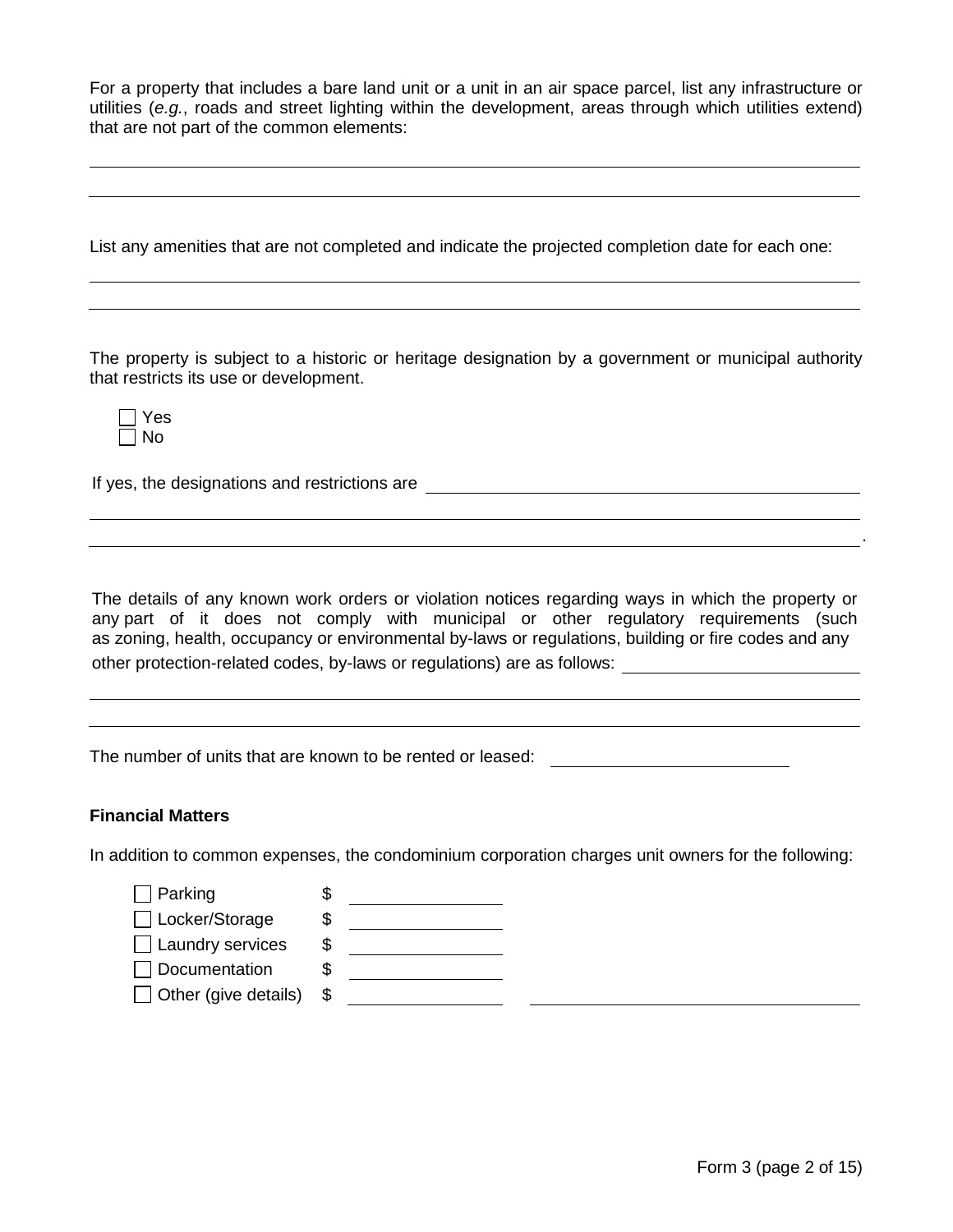For a property that includes a bare land unit or a unit in an air space parcel, list any infrastructure or utilities (*e.g.*, roads and street lighting within the development, areas through which utilities extend) that are not part of the common elements:

\_\_\_\_\_\_\_\_\_\_\_\_\_\_\_\_\_\_\_\_\_\_\_\_\_\_\_\_\_\_\_\_\_\_\_\_\_\_\_\_\_\_\_\_\_\_\_\_\_\_\_\_\_\_\_\_\_\_\_\_

\_\_\_\_\_\_\_\_\_\_\_\_\_\_\_\_\_\_\_\_\_\_\_\_\_\_\_\_\_\_\_\_\_\_\_\_\_\_\_\_\_\_\_\_\_\_\_\_\_\_\_\_\_\_\_\_\_\_\_\_

List any amenities that are not completed and indicate the projected completion date for each one:

\_\_\_\_\_\_\_\_\_\_\_\_\_\_\_\_\_\_\_\_\_\_\_\_\_\_\_\_\_\_\_\_\_\_\_\_\_\_\_\_\_\_\_\_\_\_\_\_\_\_\_\_\_\_\_\_\_\_\_\_

\_\_\_\_\_\_\_\_\_\_\_\_\_\_\_\_\_\_\_\_\_\_\_\_\_\_\_\_\_\_\_\_\_\_\_\_\_\_\_\_\_\_\_\_\_\_\_\_\_\_\_\_\_\_\_\_\_\_\_\_

The property is subject to a historic or heritage designation by a government or municipal authority that restricts its use or development.

☐ Yes
☐ No

If yes, the designations and restrictions are \_\_\_\_\_\_\_\_\_\_\_\_\_\_\_\_\_\_\_\_\_\_\_\_\_\_\_\_\_\_\_\_

\_\_\_\_\_\_\_\_\_\_\_\_\_\_\_\_\_\_\_\_\_\_\_\_\_\_\_\_\_\_\_\_\_\_\_\_\_\_\_\_\_\_\_\_\_\_\_\_\_\_\_\_\_\_\_\_\_\_\_\_

\_\_\_\_\_\_\_\_\_\_\_\_\_\_\_\_\_\_\_\_\_\_\_\_\_\_\_\_\_\_\_\_\_\_\_\_\_\_\_\_\_\_\_\_\_\_\_\_\_\_\_\_\_\_\_\_\_\_\_\_.

The details of any known work orders or violation notices regarding ways in which the property or any part of it does not comply with municipal or other regulatory requirements (such as zoning, health, occupancy or environmental by-laws or regulations, building or fire codes and any other protection-related codes, by-laws or regulations) are as follows: \_\_\_\_\_\_\_\_\_\_\_\_\_\_\_\_\_\_\_\_

\_\_\_\_\_\_\_\_\_\_\_\_\_\_\_\_\_\_\_\_\_\_\_\_\_\_\_\_\_\_\_\_\_\_\_\_\_\_\_\_\_\_\_\_\_\_\_\_\_\_\_\_\_\_\_\_\_\_\_\_

\_\_\_\_\_\_\_\_\_\_\_\_\_\_\_\_\_\_\_\_\_\_\_\_\_\_\_\_\_\_\_\_\_\_\_\_\_\_\_\_\_\_\_\_\_\_\_\_\_\_\_\_\_\_\_\_\_\_\_\_

The number of units that are known to be rented or leased: \_\_\_\_\_\_\_\_\_\_\_\_\_\_\_\_\_\_\_\_

**Financial Matters**

In addition to common expenses, the condominium corporation charges unit owners for the following:

☐ Parking $ \_\_\_\_\_\_\_\_\_\_\_\_\_\_
☐ Locker/Storage $ \_\_\_\_\_\_\_\_\_\_\_\_\_\_
☐ Laundry services $ \_\_\_\_\_\_\_\_\_\_\_\_\_\_
☐ Documentation $ \_\_\_\_\_\_\_\_\_\_\_\_\_\_
☐ Other (give details) $ \_\_\_\_\_\_\_\_\_\_\_\_\_\_ \_\_\_\_\_\_\_\_\_\_\_\_\_\_\_\_\_\_\_\_\_\_\_\_\_\_\_\_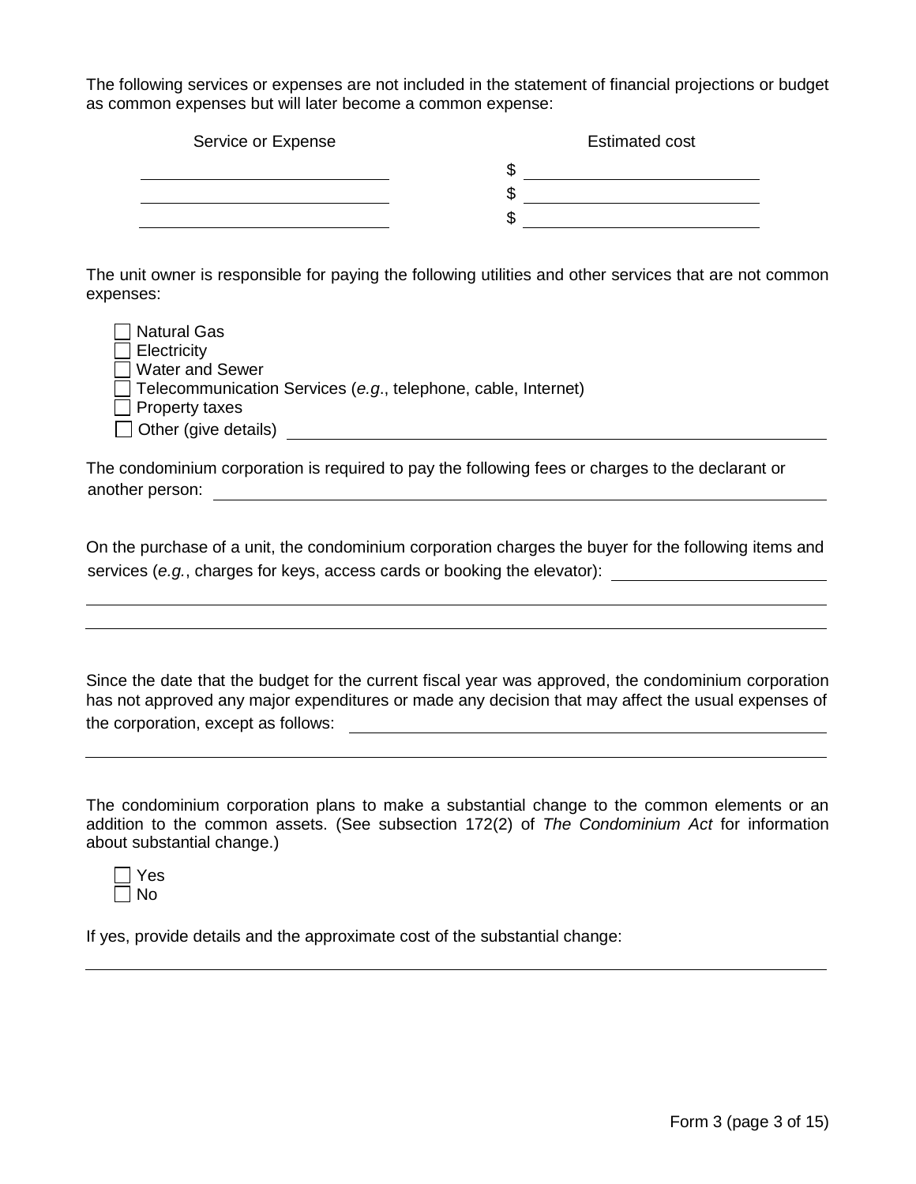The following services or expenses are not included in the statement of financial projections or budget as common expenses but will later become a common expense:

| Service or Expense | Estimated cost |
|---|---|
| ____________________ | $ ____________________ |
| ____________________ | $ ____________________ |
| ____________________ | $ ____________________ |

The unit owner is responsible for paying the following utilities and other services that are not common expenses:

- ☐ Natural Gas
- ☐ Electricity
- ☐ Water and Sewer
- ☐ Telecommunication Services (*e.g*., telephone, cable, Internet)
- ☐ Property taxes
- ☐ Other (give details) ____________________

The condominium corporation is required to pay the following fees or charges to the declarant or another person: ____________________

On the purchase of a unit, the condominium corporation charges the buyer for the following items and services (*e.g.*, charges for keys, access cards or booking the elevator): ____________________

____________________

____________________

Since the date that the budget for the current fiscal year was approved, the condominium corporation has not approved any major expenditures or made any decision that may affect the usual expenses of the corporation, except as follows: ____________________

____________________

The condominium corporation plans to make a substantial change to the common elements or an addition to the common assets. (See subsection 172(2) of *The Condominium Act* for information about substantial change.)

- ☐ Yes
- ☐ No

If yes, provide details and the approximate cost of the substantial change:

____________________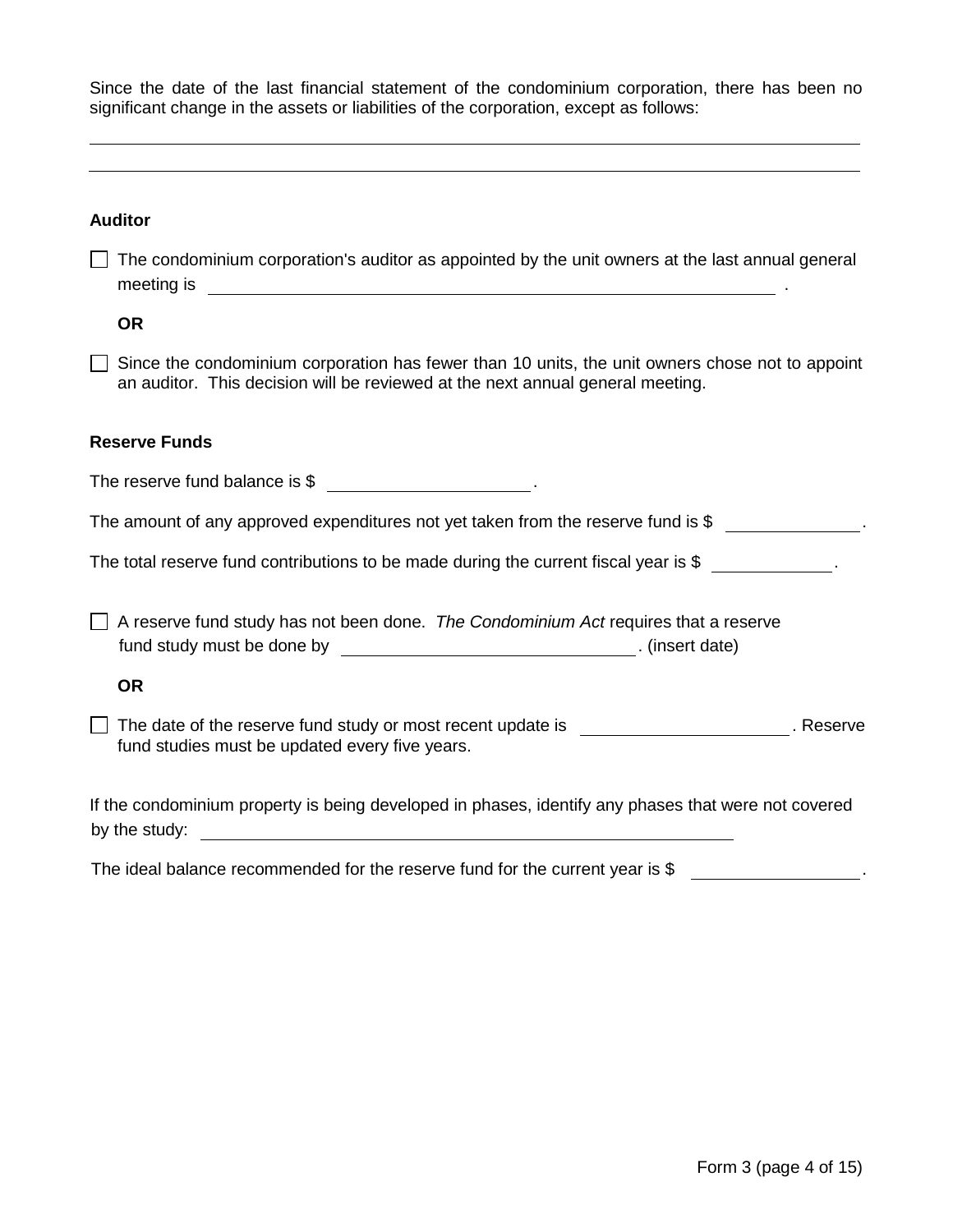Since the date of the last financial statement of the condominium corporation, there has been no significant change in the assets or liabilities of the corporation, except as follows:

\_\_\_\_\_\_\_\_\_\_\_\_\_\_\_\_\_\_\_\_\_\_\_\_\_\_\_\_\_\_\_\_\_\_\_\_\_\_\_\_\_\_\_\_\_\_\_\_\_\_\_\_\_\_\_\_\_\_\_\_\_\_\_\_\_\_\_\_\_\_

\_\_\_\_\_\_\_\_\_\_\_\_\_\_\_\_\_\_\_\_\_\_\_\_\_\_\_\_\_\_\_\_\_\_\_\_\_\_\_\_\_\_\_\_\_\_\_\_\_\_\_\_\_\_\_\_\_\_\_\_\_\_\_\_\_\_\_\_\_\_

**Auditor**

☐ The condominium corporation's auditor as appointed by the unit owners at the last annual general meeting is \_\_\_\_\_\_\_\_\_\_\_\_\_\_\_\_\_\_\_\_\_\_\_\_\_\_\_\_\_\_\_\_\_\_\_\_\_\_\_\_\_\_\_\_\_\_ .

**OR**

☐ Since the condominium corporation has fewer than 10 units, the unit owners chose not to appoint an auditor. This decision will be reviewed at the next annual general meeting.

**Reserve Funds**

The reserve fund balance is $ \_\_\_\_\_\_\_\_\_\_\_\_\_\_\_\_\_\_\_\_.

The amount of any approved expenditures not yet taken from the reserve fund is $ \_\_\_\_\_\_\_\_\_\_\_\_\_\_.

The total reserve fund contributions to be made during the current fiscal year is $ \_\_\_\_\_\_\_\_\_\_\_\_.

☐ A reserve fund study has not been done. *The Condominium Act* requires that a reserve fund study must be done by \_\_\_\_\_\_\_\_\_\_\_\_\_\_\_\_\_\_\_\_\_\_\_\_\_\_\_\_. (insert date)

**OR**

☐ The date of the reserve fund study or most recent update is \_\_\_\_\_\_\_\_\_\_\_\_\_\_\_\_\_\_\_\_. Reserve fund studies must be updated every five years.

If the condominium property is being developed in phases, identify any phases that were not covered by the study: \_\_\_\_\_\_\_\_\_\_\_\_\_\_\_\_\_\_\_\_\_\_\_\_\_\_\_\_\_\_\_\_\_\_\_\_\_\_\_\_\_\_\_\_\_\_\_\_

The ideal balance recommended for the reserve fund for the current year is $ \_\_\_\_\_\_\_\_\_\_\_\_\_\_\_\_.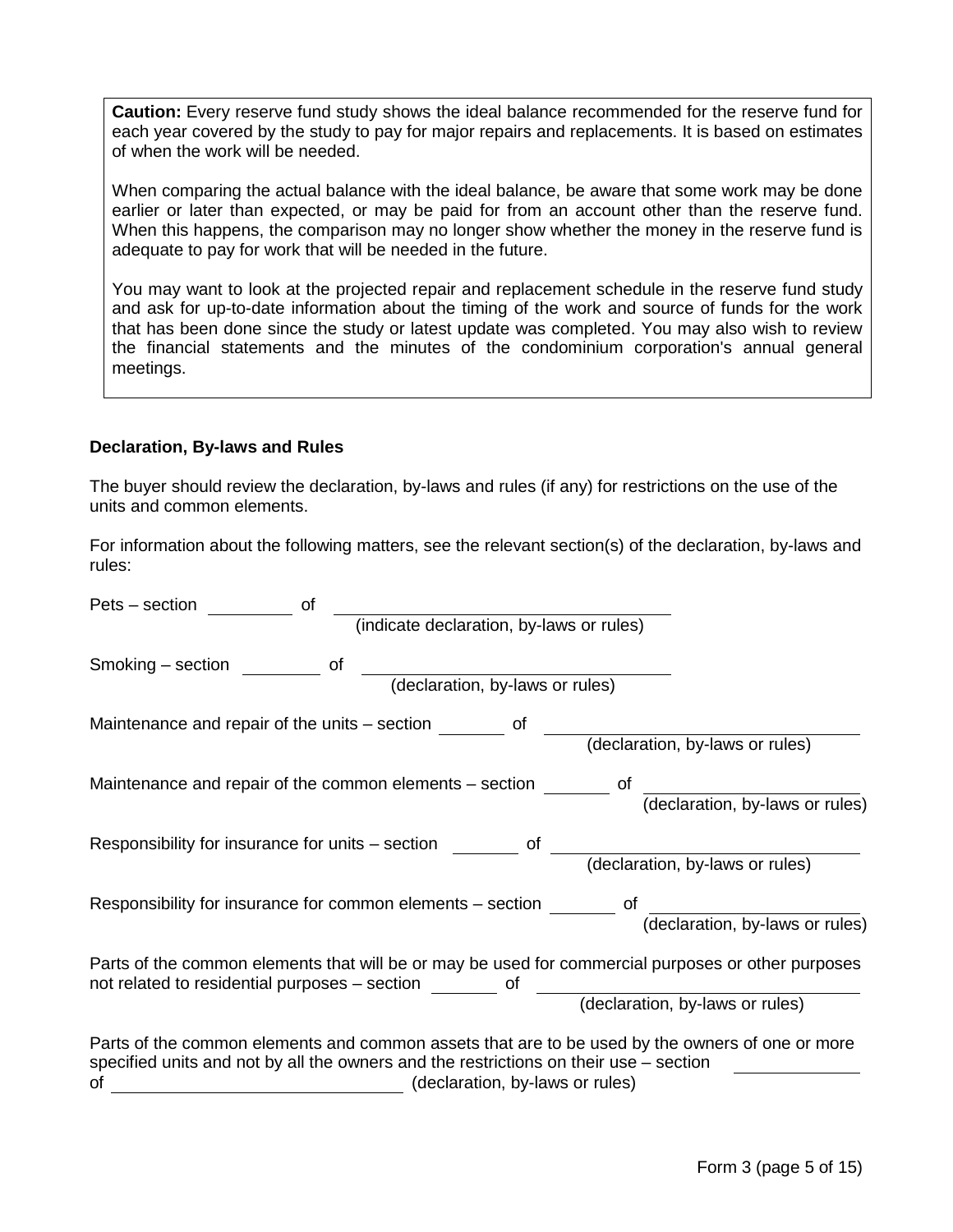> **Caution:** Every reserve fund study shows the ideal balance recommended for the reserve fund for each year covered by the study to pay for major repairs and replacements. It is based on estimates of when the work will be needed.
>
> When comparing the actual balance with the ideal balance, be aware that some work may be done earlier or later than expected, or may be paid for from an account other than the reserve fund. When this happens, the comparison may no longer show whether the money in the reserve fund is adequate to pay for work that will be needed in the future.
>
> You may want to look at the projected repair and replacement schedule in the reserve fund study and ask for up-to-date information about the timing of the work and source of funds for the work that has been done since the study or latest update was completed. You may also wish to review the financial statements and the minutes of the condominium corporation's annual general meetings.

**Declaration, By-laws and Rules**

The buyer should review the declaration, by-laws and rules (if any) for restrictions on the use of the units and common elements.

For information about the following matters, see the relevant section(s) of the declaration, by-laws and rules:

Pets – section ________ of ______________________________
(indicate declaration, by-laws or rules)

Smoking – section ________ of ______________________________
(declaration, by-laws or rules)

Maintenance and repair of the units – section ________ of ______________________________
(declaration, by-laws or rules)

Maintenance and repair of the common elements – section ________ of ______________________________
(declaration, by-laws or rules)

Responsibility for insurance for units – section ________ of ______________________________
(declaration, by-laws or rules)

Responsibility for insurance for common elements – section ________ of ______________________________
(declaration, by-laws or rules)

Parts of the common elements that will be or may be used for commercial purposes or other purposes not related to residential purposes – section ________ of ______________________________
(declaration, by-laws or rules)

Parts of the common elements and common assets that are to be used by the owners of one or more specified units and not by all the owners and the restrictions on their use – section ________ of ______________________________ (declaration, by-laws or rules)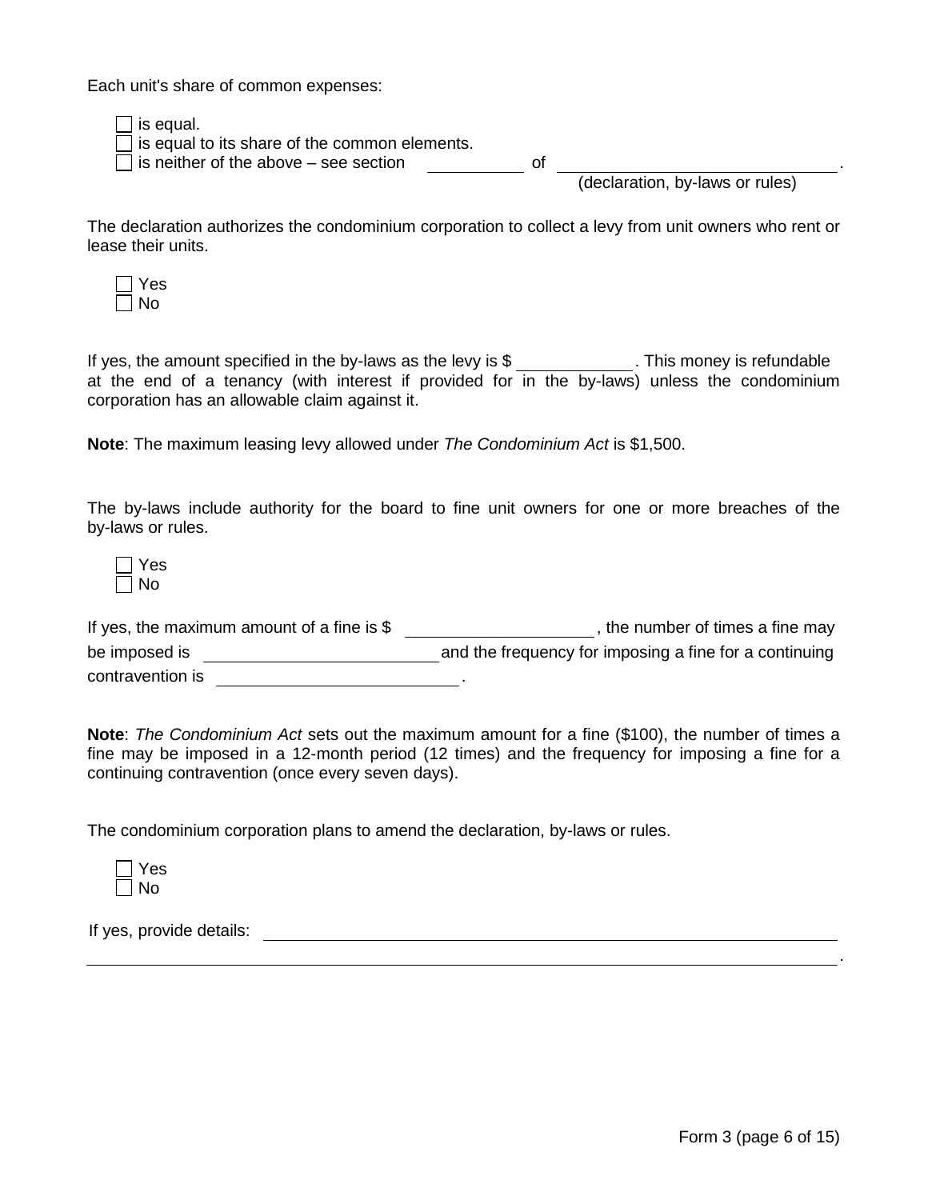Each unit's share of common expenses:

- ☐ is equal.
- ☐ is equal to its share of the common elements.
- ☐ is neither of the above – see section \_\_\_\_\_\_\_\_\_\_ of \_\_\_\_\_\_\_\_\_\_\_\_\_\_\_\_\_\_\_\_\_\_\_\_\_\_\_\_.
  (declaration, by-laws or rules)

The declaration authorizes the condominium corporation to collect a levy from unit owners who rent or lease their units.

- ☐ Yes
- ☐ No

If yes, the amount specified in the by-laws as the levy is $ \_\_\_\_\_\_\_\_\_\_\_\_. This money is refundable at the end of a tenancy (with interest if provided for in the by-laws) unless the condominium corporation has an allowable claim against it.

**Note**: The maximum leasing levy allowed under *The Condominium Act* is $1,500.

The by-laws include authority for the board to fine unit owners for one or more breaches of the by-laws or rules.

- ☐ Yes
- ☐ No

If yes, the maximum amount of a fine is $ \_\_\_\_\_\_\_\_\_\_\_\_\_\_\_\_\_\_\_\_, the number of times a fine may be imposed is \_\_\_\_\_\_\_\_\_\_\_\_\_\_\_\_\_\_\_\_\_\_\_\_\_ and the frequency for imposing a fine for a continuing contravention is \_\_\_\_\_\_\_\_\_\_\_\_\_\_\_\_\_\_\_\_\_\_\_\_\_\_.

**Note**: *The Condominium Act* sets out the maximum amount for a fine ($100), the number of times a fine may be imposed in a 12-month period (12 times) and the frequency for imposing a fine for a continuing contravention (once every seven days).

The condominium corporation plans to amend the declaration, by-laws or rules.

- ☐ Yes
- ☐ No

If yes, provide details: \_\_\_\_\_\_\_\_\_\_\_\_\_\_\_\_\_\_\_\_\_\_\_\_\_\_\_\_\_\_\_\_\_\_\_\_\_\_\_\_\_\_\_\_\_\_\_\_\_\_\_\_\_\_\_\_\_\_\_\_
\_\_\_\_\_\_\_\_\_\_\_\_\_\_\_\_\_\_\_\_\_\_\_\_\_\_\_\_\_\_\_\_\_\_\_\_\_\_\_\_\_\_\_\_\_\_\_\_\_\_\_\_\_\_\_\_\_\_\_\_\_\_\_\_\_\_\_\_\_\_\_\_\_\_\_\_\_\_\_\_\_\_\_\_\_.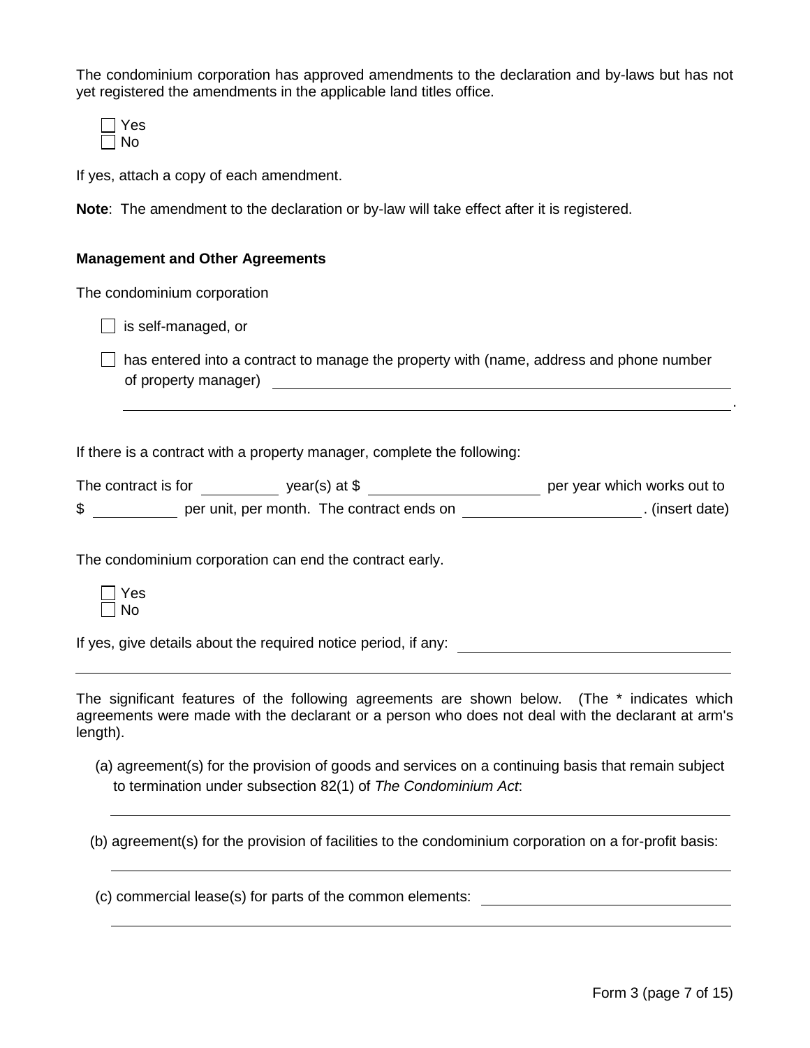The condominium corporation has approved amendments to the declaration and by-laws but has not yet registered the amendments in the applicable land titles office.

☐ Yes
☐ No

If yes, attach a copy of each amendment.

**Note**: The amendment to the declaration or by-law will take effect after it is registered.

**Management and Other Agreements**

The condominium corporation

☐ is self-managed, or

☐ has entered into a contract to manage the property with (name, address and phone number of property manager) ____________________________________________

______________________________________________________________.

If there is a contract with a property manager, complete the following:

The contract is for ________ year(s) at $ __________________ per year which works out to $ _________ per unit, per month. The contract ends on __________________. (insert date)

The condominium corporation can end the contract early.

☐ Yes
☐ No

If yes, give details about the required notice period, if any: ____________________________

______________________________________________________________

The significant features of the following agreements are shown below. (The * indicates which agreements were made with the declarant or a person who does not deal with the declarant at arm's length).

(a) agreement(s) for the provision of goods and services on a continuing basis that remain subject to termination under subsection 82(1) of *The Condominium Act*:

______________________________________________________________

(b) agreement(s) for the provision of facilities to the condominium corporation on a for-profit basis:

______________________________________________________________

(c) commercial lease(s) for parts of the common elements: ____________________________

______________________________________________________________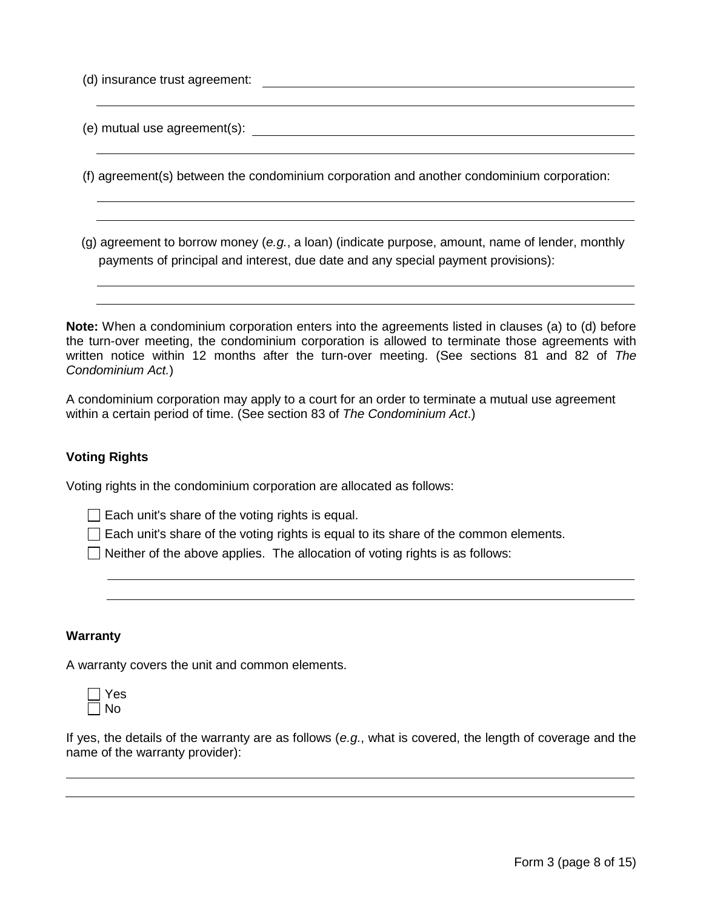(d) insurance trust agreement: \_\_\_\_\_\_\_\_\_\_\_\_\_\_\_\_\_\_\_\_\_\_\_\_\_\_\_\_\_\_\_\_\_\_\_\_\_\_\_\_

\_\_\_\_\_\_\_\_\_\_\_\_\_\_\_\_\_\_\_\_\_\_\_\_\_\_\_\_\_\_\_\_\_\_\_\_\_\_\_\_\_\_\_\_\_\_\_\_\_\_\_\_\_\_\_\_\_\_\_\_

(e) mutual use agreement(s): \_\_\_\_\_\_\_\_\_\_\_\_\_\_\_\_\_\_\_\_\_\_\_\_\_\_\_\_\_\_\_\_\_\_\_\_\_\_\_\_

\_\_\_\_\_\_\_\_\_\_\_\_\_\_\_\_\_\_\_\_\_\_\_\_\_\_\_\_\_\_\_\_\_\_\_\_\_\_\_\_\_\_\_\_\_\_\_\_\_\_\_\_\_\_\_\_\_\_\_\_

(f) agreement(s) between the condominium corporation and another condominium corporation:

\_\_\_\_\_\_\_\_\_\_\_\_\_\_\_\_\_\_\_\_\_\_\_\_\_\_\_\_\_\_\_\_\_\_\_\_\_\_\_\_\_\_\_\_\_\_\_\_\_\_\_\_\_\_\_\_\_\_\_\_

\_\_\_\_\_\_\_\_\_\_\_\_\_\_\_\_\_\_\_\_\_\_\_\_\_\_\_\_\_\_\_\_\_\_\_\_\_\_\_\_\_\_\_\_\_\_\_\_\_\_\_\_\_\_\_\_\_\_\_\_

(g) agreement to borrow money (*e.g.*, a loan) (indicate purpose, amount, name of lender, monthly payments of principal and interest, due date and any special payment provisions):

\_\_\_\_\_\_\_\_\_\_\_\_\_\_\_\_\_\_\_\_\_\_\_\_\_\_\_\_\_\_\_\_\_\_\_\_\_\_\_\_\_\_\_\_\_\_\_\_\_\_\_\_\_\_\_\_\_\_\_\_

\_\_\_\_\_\_\_\_\_\_\_\_\_\_\_\_\_\_\_\_\_\_\_\_\_\_\_\_\_\_\_\_\_\_\_\_\_\_\_\_\_\_\_\_\_\_\_\_\_\_\_\_\_\_\_\_\_\_\_\_

**Note:** When a condominium corporation enters into the agreements listed in clauses (a) to (d) before the turn-over meeting, the condominium corporation is allowed to terminate those agreements with written notice within 12 months after the turn-over meeting. (See sections 81 and 82 of *The Condominium Act.*)

A condominium corporation may apply to a court for an order to terminate a mutual use agreement within a certain period of time. (See section 83 of *The Condominium Act*.)

### Voting Rights

Voting rights in the condominium corporation are allocated as follows:

- ☐ Each unit's share of the voting rights is equal.
- ☐ Each unit's share of the voting rights is equal to its share of the common elements.
- ☐ Neither of the above applies. The allocation of voting rights is as follows:

\_\_\_\_\_\_\_\_\_\_\_\_\_\_\_\_\_\_\_\_\_\_\_\_\_\_\_\_\_\_\_\_\_\_\_\_\_\_\_\_\_\_\_\_\_\_\_\_\_\_\_\_\_\_\_\_\_\_\_\_

\_\_\_\_\_\_\_\_\_\_\_\_\_\_\_\_\_\_\_\_\_\_\_\_\_\_\_\_\_\_\_\_\_\_\_\_\_\_\_\_\_\_\_\_\_\_\_\_\_\_\_\_\_\_\_\_\_\_\_\_

### Warranty

A warranty covers the unit and common elements.

- ☐ Yes
- ☐ No

If yes, the details of the warranty are as follows (*e.g.*, what is covered, the length of coverage and the name of the warranty provider):

\_\_\_\_\_\_\_\_\_\_\_\_\_\_\_\_\_\_\_\_\_\_\_\_\_\_\_\_\_\_\_\_\_\_\_\_\_\_\_\_\_\_\_\_\_\_\_\_\_\_\_\_\_\_\_\_\_\_\_\_

\_\_\_\_\_\_\_\_\_\_\_\_\_\_\_\_\_\_\_\_\_\_\_\_\_\_\_\_\_\_\_\_\_\_\_\_\_\_\_\_\_\_\_\_\_\_\_\_\_\_\_\_\_\_\_\_\_\_\_\_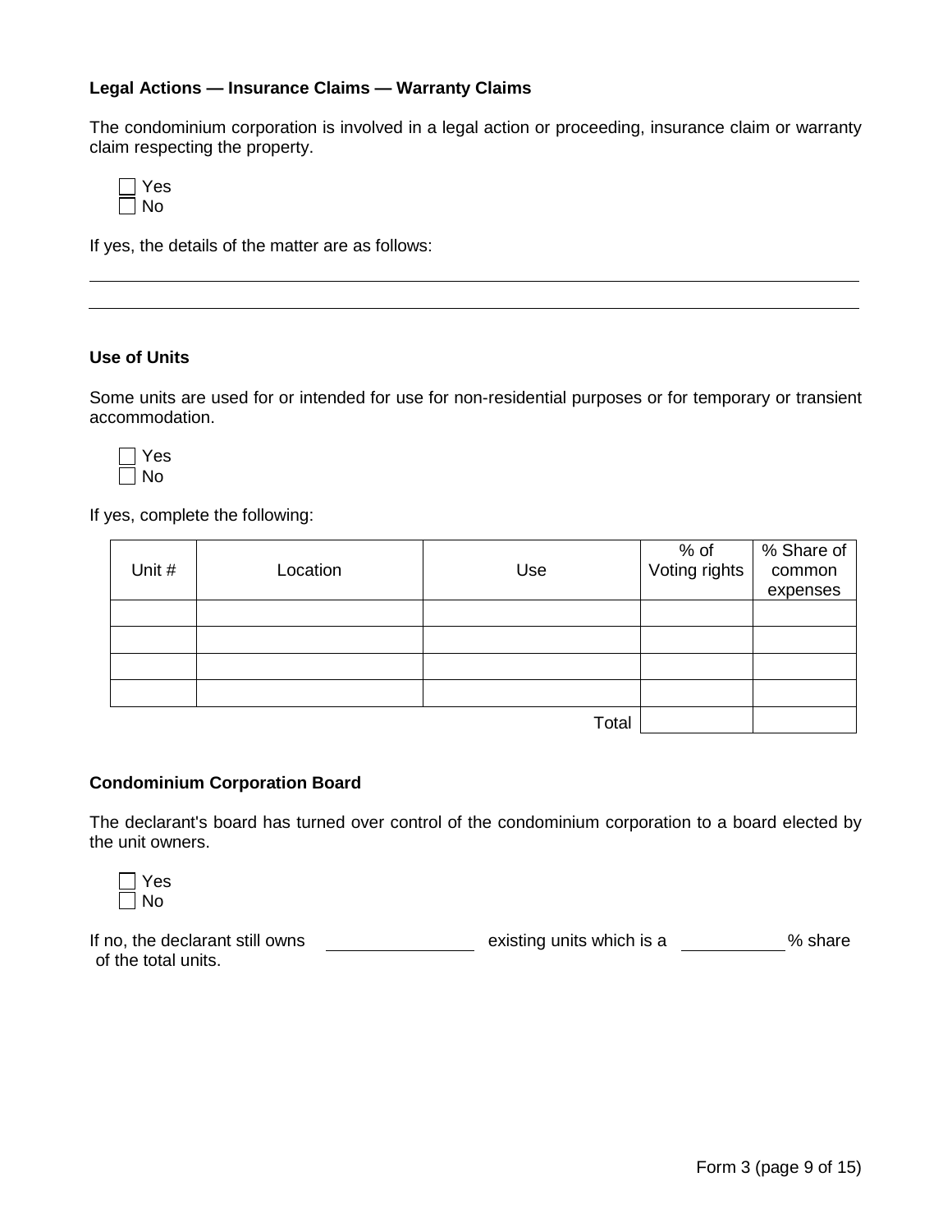**Legal Actions — Insurance Claims — Warranty Claims**

The condominium corporation is involved in a legal action or proceeding, insurance claim or warranty claim respecting the property.

☐ Yes
☐ No

If yes, the details of the matter are as follows:

___________________________________________________________________________

___________________________________________________________________________

**Use of Units**

Some units are used for or intended for use for non-residential purposes or for temporary or transient accommodation.

☐ Yes
☐ No

If yes, complete the following:

| Unit # | Location | Use | % of Voting rights | % Share of common expenses |
|---|---|---|---|---|
| | | | | |
| | | | | |
| | | | | |
| | | | | |
| | | Total | | |

**Condominium Corporation Board**

The declarant's board has turned over control of the condominium corporation to a board elected by the unit owners.

☐ Yes
☐ No

If no, the declarant still owns ______________ existing units which is a __________ % share of the total units.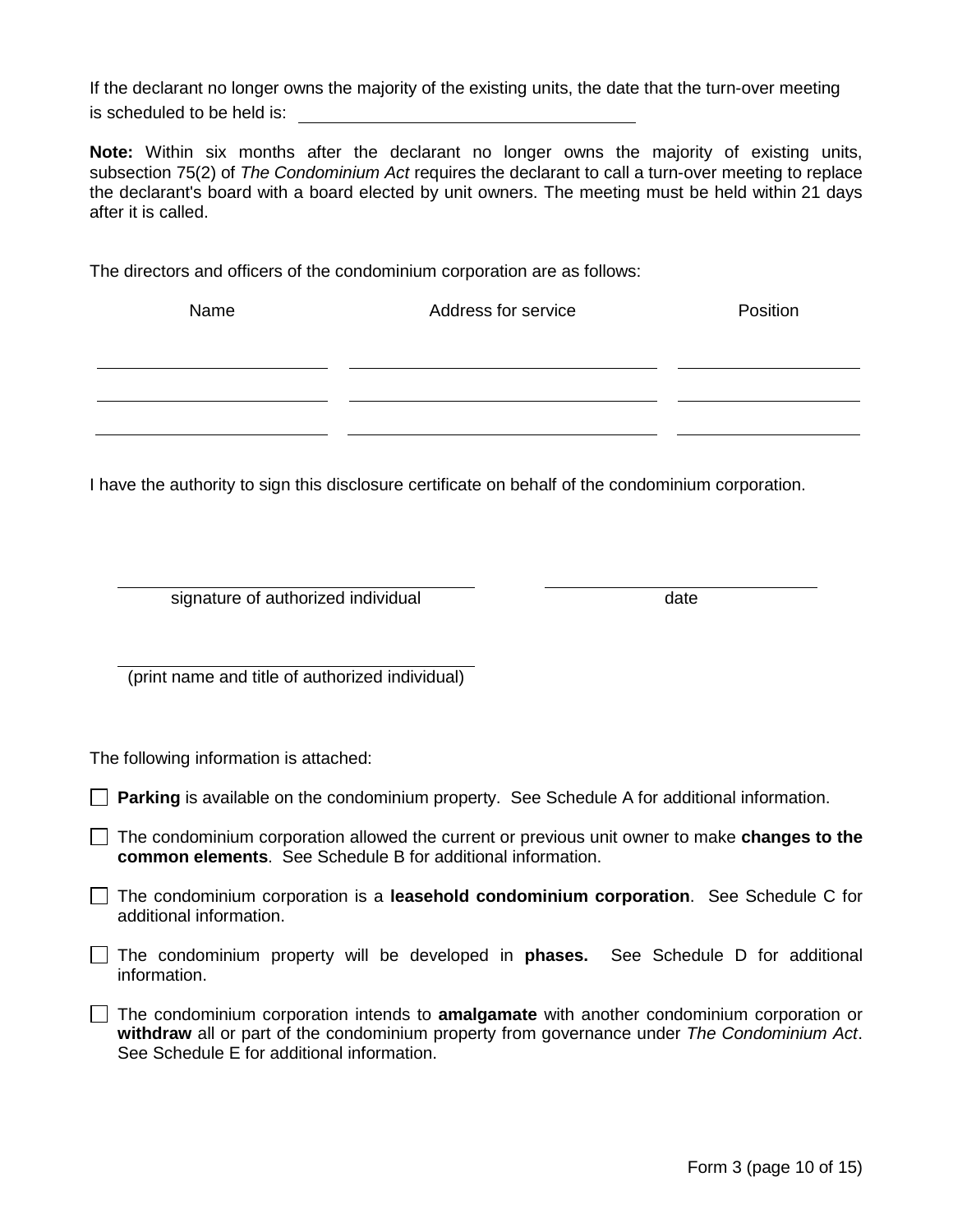If the declarant no longer owns the majority of the existing units, the date that the turn-over meeting is scheduled to be held is: ______________________________

**Note:** Within six months after the declarant no longer owns the majority of existing units, subsection 75(2) of *The Condominium Act* requires the declarant to call a turn-over meeting to replace the declarant's board with a board elected by unit owners. The meeting must be held within 21 days after it is called.

The directors and officers of the condominium corporation are as follows:

| Name | Address for service | Position |
| --- | --- | --- |
| | | |
| | | |
| | | |

I have the authority to sign this disclosure certificate on behalf of the condominium corporation.

______________________________ ______________________________
signature of authorized individual date

______________________________
(print name and title of authorized individual)

The following information is attached:

☐ **Parking** is available on the condominium property. See Schedule A for additional information.

☐ The condominium corporation allowed the current or previous unit owner to make **changes to the common elements**. See Schedule B for additional information.

☐ The condominium corporation is a **leasehold condominium corporation**. See Schedule C for additional information.

☐ The condominium property will be developed in **phases.** See Schedule D for additional information.

☐ The condominium corporation intends to **amalgamate** with another condominium corporation or **withdraw** all or part of the condominium property from governance under *The Condominium Act*. See Schedule E for additional information.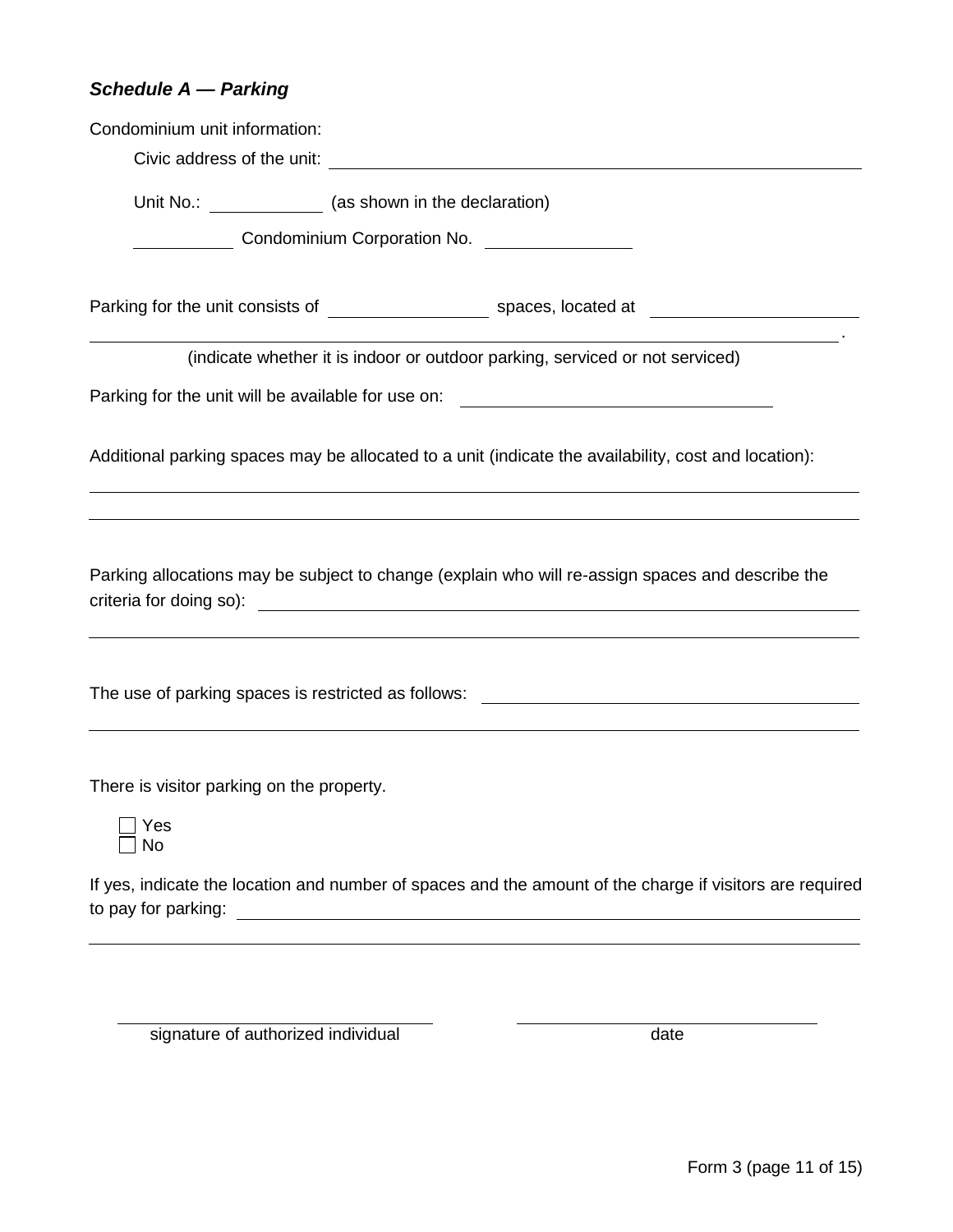### *Schedule A — Parking*

Condominium unit information:

Civic address of the unit: ______________________________

Unit No.: __________ (as shown in the declaration)

__________ Condominium Corporation No. __________

Parking for the unit consists of __________ spaces, located at ______________________________ .

(indicate whether it is indoor or outdoor parking, serviced or not serviced)

Parking for the unit will be available for use on: ______________________________

Additional parking spaces may be allocated to a unit (indicate the availability, cost and location):

______________________________

______________________________

Parking allocations may be subject to change (explain who will re-assign spaces and describe the criteria for doing so): ______________________________

______________________________

The use of parking spaces is restricted as follows: ______________________________

______________________________

There is visitor parking on the property.

- ☐ Yes
- ☐ No

If yes, indicate the location and number of spaces and the amount of the charge if visitors are required to pay for parking: ______________________________

______________________________

| ______________________________ | ______________________________ |
| --- | --- |
| signature of authorized individual | date |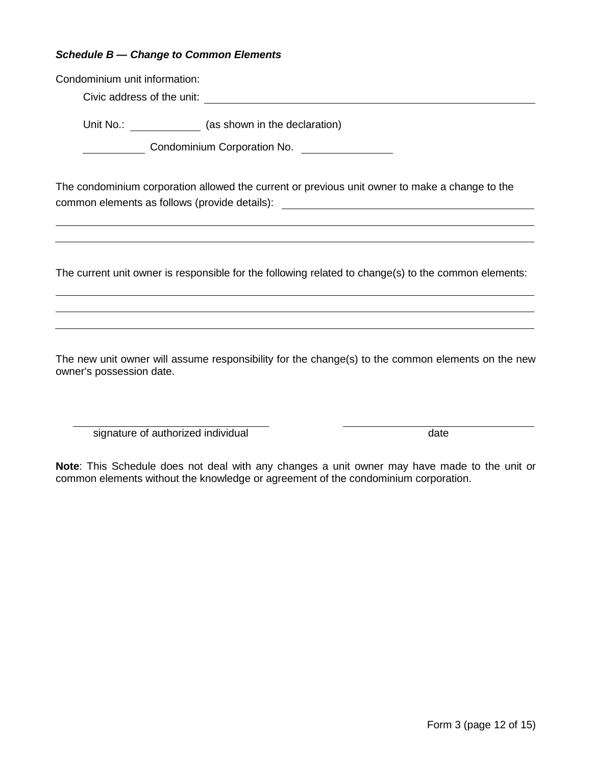***Schedule B — Change to Common Elements***

Condominium unit information:

Civic address of the unit: ______________________________________________

Unit No.: __________ (as shown in the declaration)

__________ Condominium Corporation No. ____________

The condominium corporation allowed the current or previous unit owner to make a change to the common elements as follows (provide details): ______________________________________

______________________________________________________________________

______________________________________________________________________

The current unit owner is responsible for the following related to change(s) to the common elements:

______________________________________________________________________

______________________________________________________________________

______________________________________________________________________

The new unit owner will assume responsibility for the change(s) to the common elements on the new owner's possession date.

______________________________ ______________________________
signature of authorized individual date

**Note**: This Schedule does not deal with any changes a unit owner may have made to the unit or common elements without the knowledge or agreement of the condominium corporation.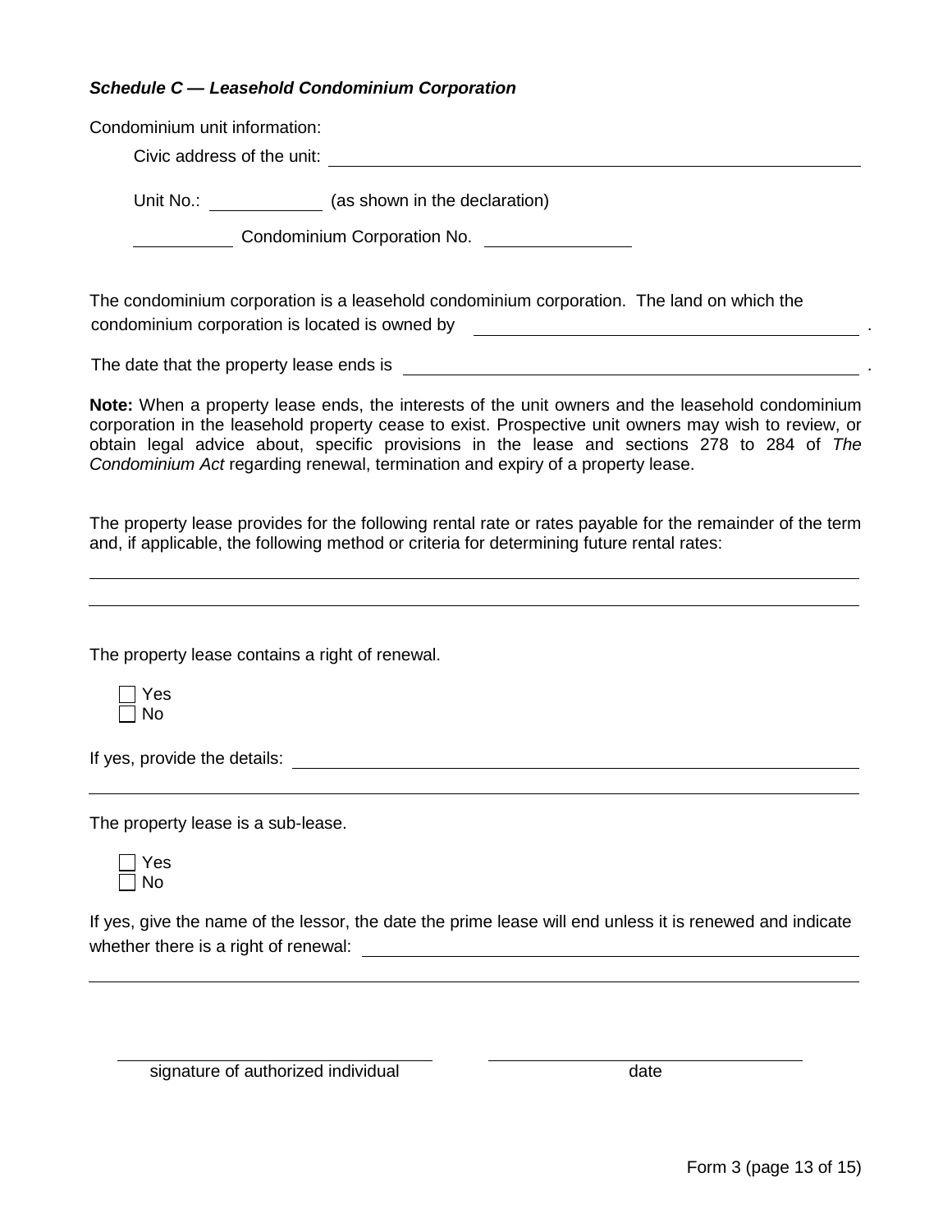***Schedule C — Leasehold Condominium Corporation***

Condominium unit information:

Civic address of the unit: ______________________________________________

Unit No.: __________ (as shown in the declaration)

__________ Condominium Corporation No. ____________

The condominium corporation is a leasehold condominium corporation. The land on which the condominium corporation is located is owned by ____________________________________ .

The date that the property lease ends is ____________________________________ .

**Note:** When a property lease ends, the interests of the unit owners and the leasehold condominium corporation in the leasehold property cease to exist. Prospective unit owners may wish to review, or obtain legal advice about, specific provisions in the lease and sections 278 to 284 of *The Condominium Act* regarding renewal, termination and expiry of a property lease.

The property lease provides for the following rental rate or rates payable for the remainder of the term and, if applicable, the following method or criteria for determining future rental rates:

______________________________________________________________________

______________________________________________________________________

The property lease contains a right of renewal.

☐ Yes
☐ No

If yes, provide the details: ______________________________________________

______________________________________________________________________

The property lease is a sub-lease.

☐ Yes
☐ No

If yes, give the name of the lessor, the date the prime lease will end unless it is renewed and indicate whether there is a right of renewal: ____________________________________

______________________________________________________________________

______________________________ ______________________________
signature of authorized individual date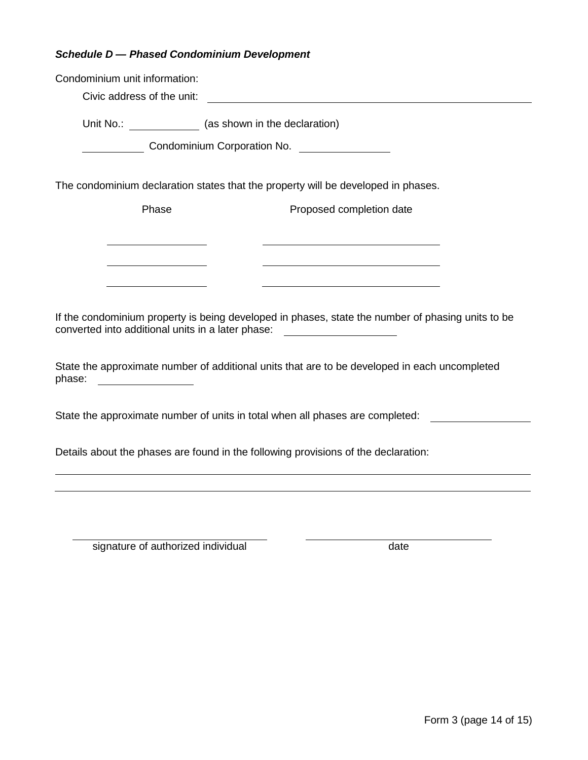***Schedule D — Phased Condominium Development***

Condominium unit information:

Civic address of the unit: ______________________________________________

Unit No.: ____________ (as shown in the declaration)

__________ Condominium Corporation No. ______________

The condominium declaration states that the property will be developed in phases.

| Phase | Proposed completion date |
| --- | --- |
| ________________ | ______________________________ |
| ________________ | ______________________________ |
| ________________ | ______________________________ |

If the condominium property is being developed in phases, state the number of phasing units to be converted into additional units in a later phase: ________________

State the approximate number of additional units that are to be developed in each uncompleted phase: ______________

State the approximate number of units in total when all phases are completed: ______________

Details about the phases are found in the following provisions of the declaration:

________________________________________________________________________________

________________________________________________________________________________

________________________________ ________________________________
signature of authorized individual date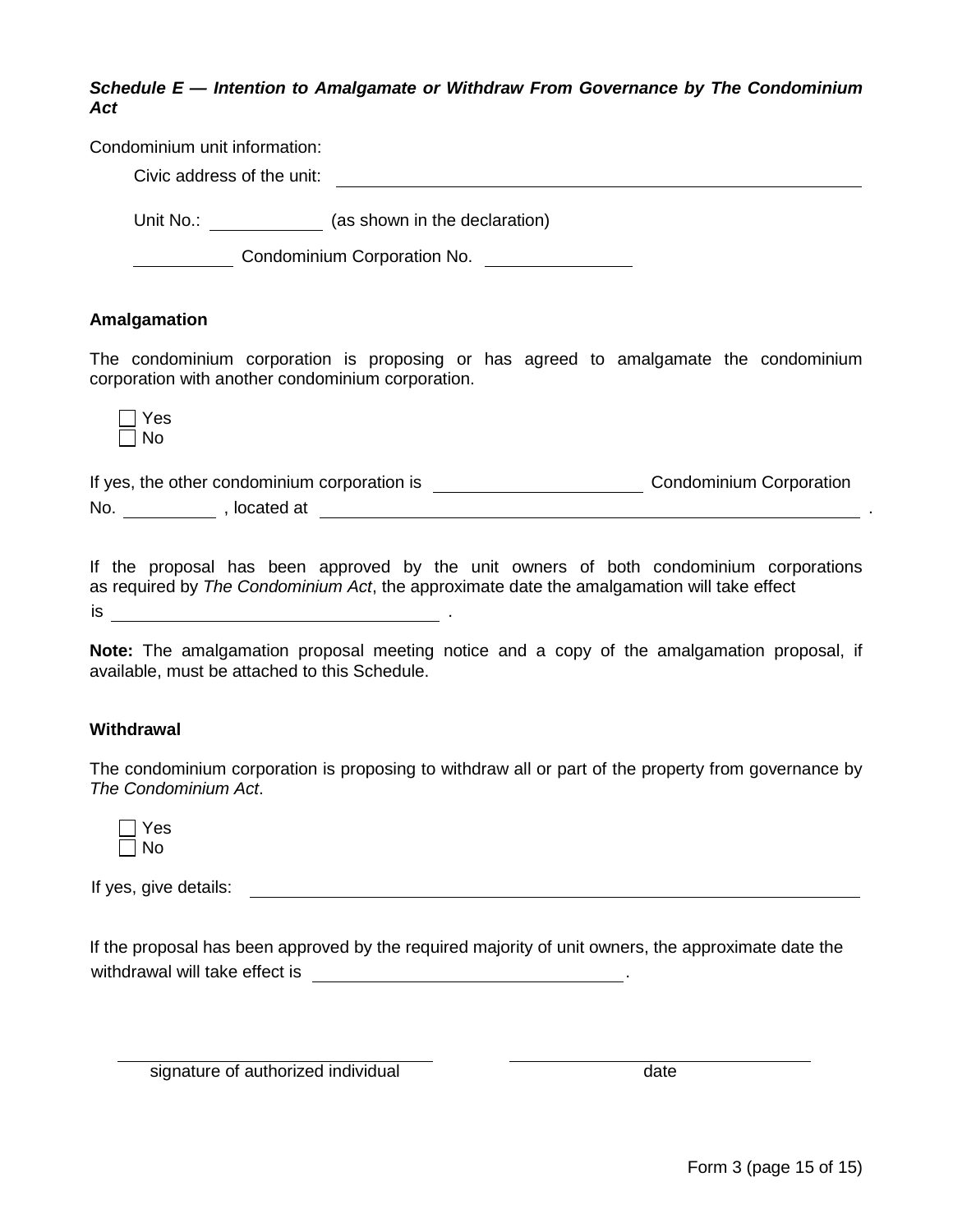***Schedule E — Intention to Amalgamate or Withdraw From Governance by The Condominium Act***

Condominium unit information:

Civic address of the unit: \_\_\_\_\_\_\_\_\_\_\_\_\_\_\_\_\_\_\_\_\_\_\_\_\_\_\_\_\_\_\_\_\_\_\_\_\_\_\_\_

Unit No.: \_\_\_\_\_\_\_\_\_\_ (as shown in the declaration)

\_\_\_\_\_\_\_\_\_\_ Condominium Corporation No. \_\_\_\_\_\_\_\_\_\_\_\_

**Amalgamation**

The condominium corporation is proposing or has agreed to amalgamate the condominium corporation with another condominium corporation.

☐ Yes
☐ No

If yes, the other condominium corporation is \_\_\_\_\_\_\_\_\_\_\_\_\_\_\_\_\_\_ Condominium Corporation No. \_\_\_\_\_\_\_\_ , located at \_\_\_\_\_\_\_\_\_\_\_\_\_\_\_\_\_\_\_\_\_\_\_\_\_\_\_\_\_\_\_\_\_\_\_\_\_\_\_\_ .

If the proposal has been approved by the unit owners of both condominium corporations as required by *The Condominium Act*, the approximate date the amalgamation will take effect is \_\_\_\_\_\_\_\_\_\_\_\_\_\_\_\_\_\_\_\_\_\_\_\_\_\_\_\_ .

**Note:** The amalgamation proposal meeting notice and a copy of the amalgamation proposal, if available, must be attached to this Schedule.

**Withdrawal**

The condominium corporation is proposing to withdraw all or part of the property from governance by *The Condominium Act*.

☐ Yes
☐ No

If yes, give details: \_\_\_\_\_\_\_\_\_\_\_\_\_\_\_\_\_\_\_\_\_\_\_\_\_\_\_\_\_\_\_\_\_\_\_\_\_\_\_\_\_\_\_\_\_\_\_\_

If the proposal has been approved by the required majority of unit owners, the approximate date the withdrawal will take effect is \_\_\_\_\_\_\_\_\_\_\_\_\_\_\_\_\_\_\_\_\_\_\_\_\_\_\_\_.

\_\_\_\_\_\_\_\_\_\_\_\_\_\_\_\_\_\_\_\_\_\_\_\_\_\_\_\_\_\_
signature of authorized individual

\_\_\_\_\_\_\_\_\_\_\_\_\_\_\_\_\_\_\_\_\_\_\_\_\_\_\_\_\_\_
date

Form 3